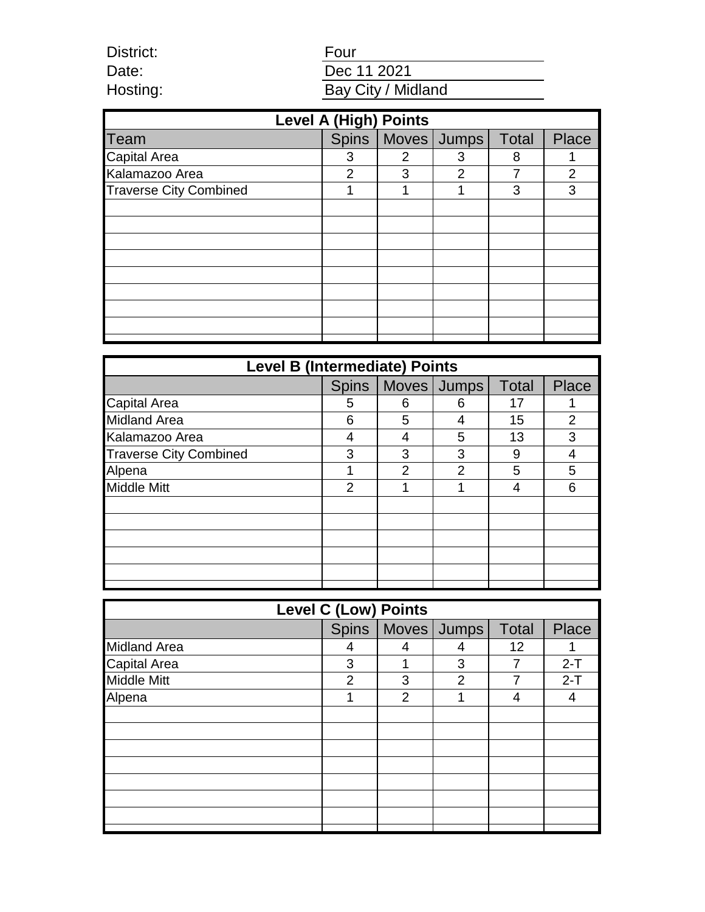District: Four

Date: Dec 11 2021

Hosting: Bay City / Midland

## Level A (High) Points

| Team | Spins | Moves | Jumps | Total | Place |
|---|---|---|---|---|---|
| Capital Area | 3 | 2 | 3 | 8 | 1 |
| Kalamazoo Area | 2 | 3 | 2 | 7 | 2 |
| Traverse City Combined | 1 | 1 | 1 | 3 | 3 |

## Level B (Intermediate) Points

| | Spins | Moves | Jumps | Total | Place |
|---|---|---|---|---|---|
| Capital Area | 5 | 6 | 6 | 17 | 1 |
| Midland Area | 6 | 5 | 4 | 15 | 2 |
| Kalamazoo Area | 4 | 4 | 5 | 13 | 3 |
| Traverse City Combined | 3 | 3 | 3 | 9 | 4 |
| Alpena | 1 | 2 | 2 | 5 | 5 |
| Middle Mitt | 2 | 1 | 1 | 4 | 6 |

## Level C (Low) Points

| | Spins | Moves | Jumps | Total | Place |
|---|---|---|---|---|---|
| Midland Area | 4 | 4 | 4 | 12 | 1 |
| Capital Area | 3 | 1 | 3 | 7 | 2-T |
| Middle Mitt | 2 | 3 | 2 | 7 | 2-T |
| Alpena | 1 | 2 | 1 | 4 | 4 |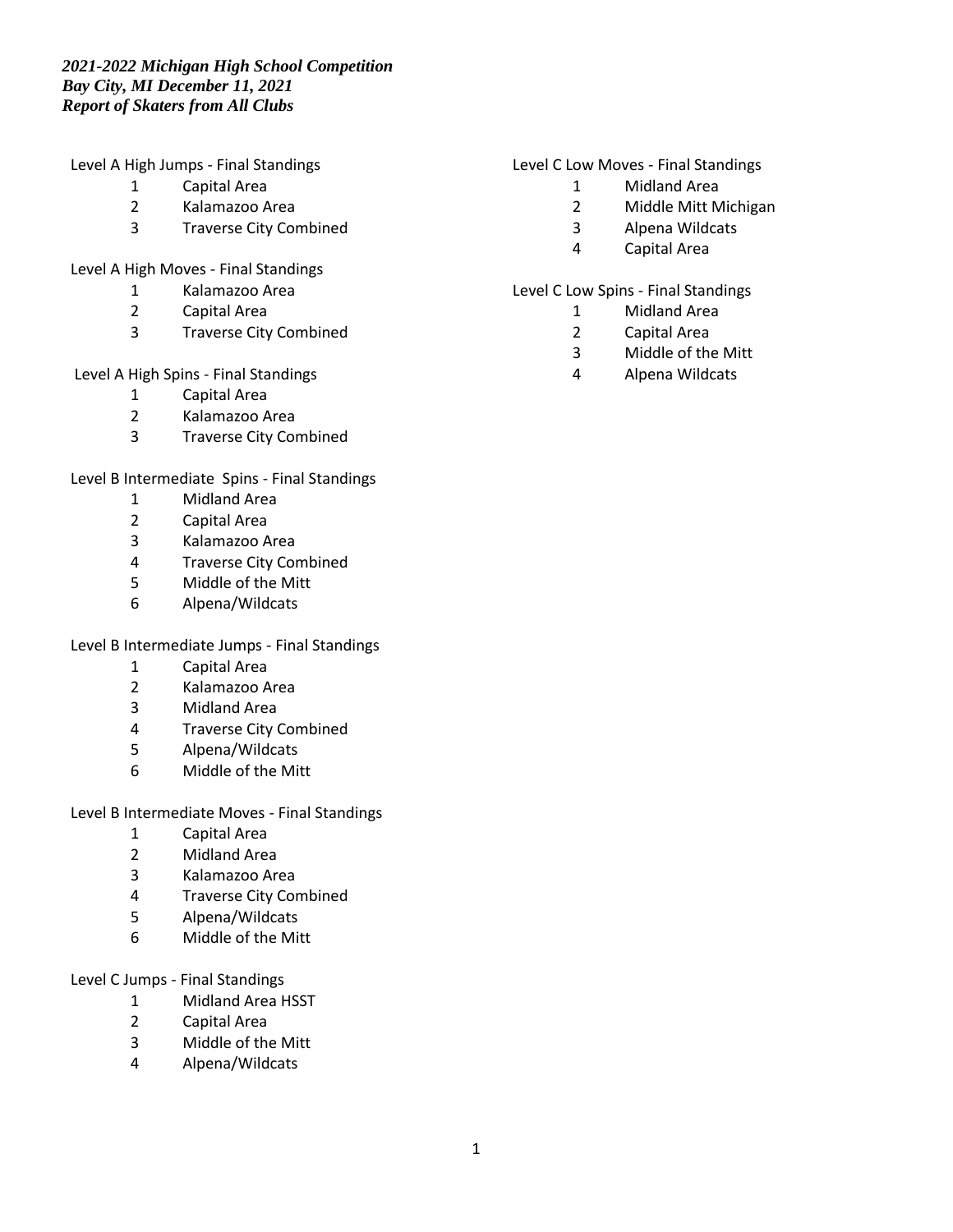***2021-2022 Michigan High School Competition***
***Bay City, MI December 11, 2021***
***Report of Skaters from All Clubs***

Level A High Jumps - Final Standings

1 Capital Area
2 Kalamazoo Area
3 Traverse City Combined

Level A High Moves - Final Standings

1 Kalamazoo Area
2 Capital Area
3 Traverse City Combined

Level A High Spins - Final Standings

1 Capital Area
2 Kalamazoo Area
3 Traverse City Combined

Level B Intermediate Spins - Final Standings

1 Midland Area
2 Capital Area
3 Kalamazoo Area
4 Traverse City Combined
5 Middle of the Mitt
6 Alpena/Wildcats

Level B Intermediate Jumps - Final Standings

1 Capital Area
2 Kalamazoo Area
3 Midland Area
4 Traverse City Combined
5 Alpena/Wildcats
6 Middle of the Mitt

Level B Intermediate Moves - Final Standings

1 Capital Area
2 Midland Area
3 Kalamazoo Area
4 Traverse City Combined
5 Alpena/Wildcats
6 Middle of the Mitt

Level C Jumps - Final Standings

1 Midland Area HSST
2 Capital Area
3 Middle of the Mitt
4 Alpena/Wildcats

Level C Low Moves - Final Standings

1 Midland Area
2 Middle Mitt Michigan
3 Alpena Wildcats
4 Capital Area

Level C Low Spins - Final Standings

1 Midland Area
2 Capital Area
3 Middle of the Mitt
4 Alpena Wildcats